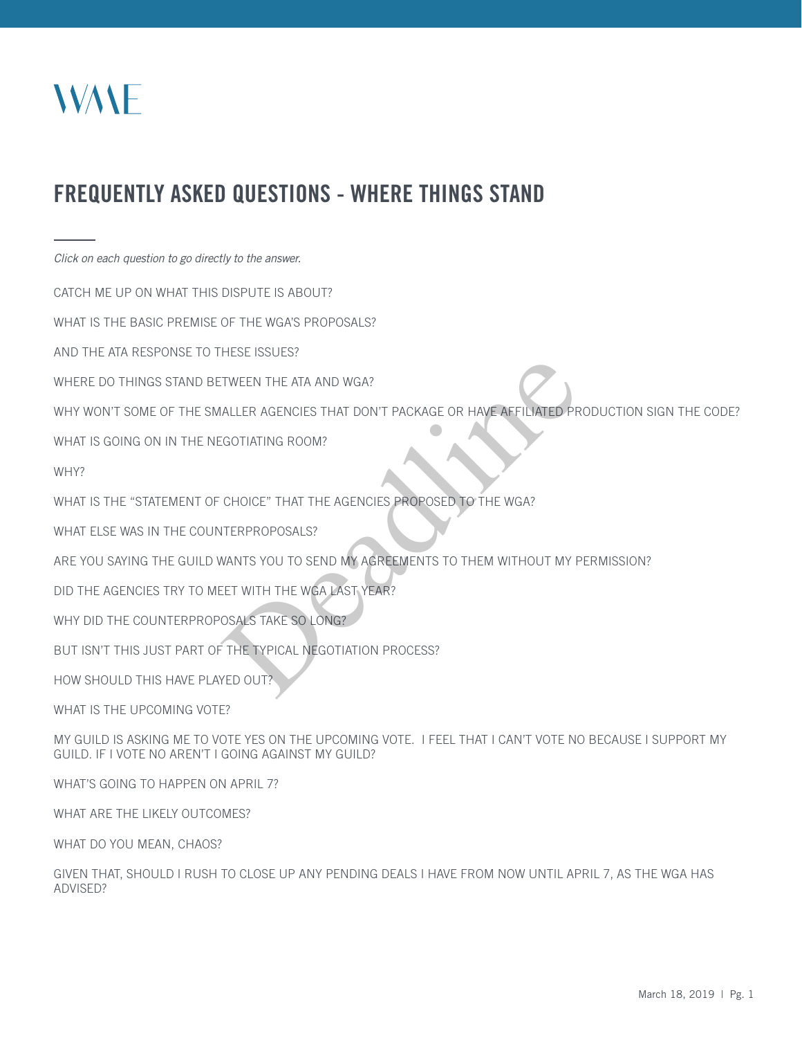WME

# FREQUENTLY ASKED QUESTIONS - WHERE THINGS STAND

*Click on each question to go directly to the answer.*

CATCH ME UP ON WHAT THIS DISPUTE IS ABOUT?

WHAT IS THE BASIC PREMISE OF THE WGA'S PROPOSALS?

AND THE ATA RESPONSE TO THESE ISSUES?

WHERE DO THINGS STAND BETWEEN THE ATA AND WGA?

WHY WON'T SOME OF THE SMALLER AGENCIES THAT DON'T PACKAGE OR HAVE AFFILIATED PRODUCTION SIGN THE CODE?

WHAT IS GOING ON IN THE NEGOTIATING ROOM?

WHY?

WHAT IS THE "STATEMENT OF CHOICE" THAT THE AGENCIES PROPOSED TO THE WGA?

WHAT ELSE WAS IN THE COUNTERPROPOSALS?

ARE YOU SAYING THE GUILD WANTS YOU TO SEND MY AGREEMENTS TO THEM WITHOUT MY PERMISSION?

DID THE AGENCIES TRY TO MEET WITH THE WGA LAST YEAR?

WHY DID THE COUNTERPROPOSALS TAKE SO LONG?

BUT ISN'T THIS JUST PART OF THE TYPICAL NEGOTIATION PROCESS?

HOW SHOULD THIS HAVE PLAYED OUT?

WHAT IS THE UPCOMING VOTE?

MY GUILD IS ASKING ME TO VOTE YES ON THE UPCOMING VOTE. I FEEL THAT I CAN'T VOTE NO BECAUSE I SUPPORT MY GUILD. IF I VOTE NO AREN'T I GOING AGAINST MY GUILD?

WHAT'S GOING TO HAPPEN ON APRIL 7?

WHAT ARE THE LIKELY OUTCOMES?

WHAT DO YOU MEAN, CHAOS?

GIVEN THAT, SHOULD I RUSH TO CLOSE UP ANY PENDING DEALS I HAVE FROM NOW UNTIL APRIL 7, AS THE WGA HAS ADVISED?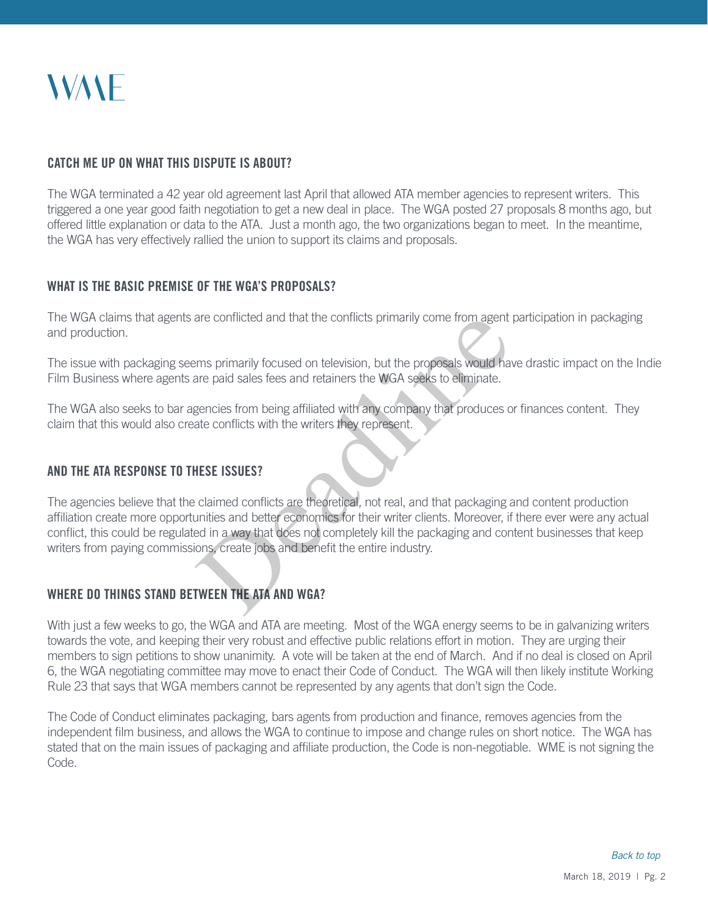WME

## CATCH ME UP ON WHAT THIS DISPUTE IS ABOUT?

The WGA terminated a 42 year old agreement last April that allowed ATA member agencies to represent writers. This triggered a one year good faith negotiation to get a new deal in place. The WGA posted 27 proposals 8 months ago, but offered little explanation or data to the ATA. Just a month ago, the two organizations began to meet. In the meantime, the WGA has very effectively rallied the union to support its claims and proposals.

## WHAT IS THE BASIC PREMISE OF THE WGA'S PROPOSALS?

The WGA claims that agents are conflicted and that the conflicts primarily come from agent participation in packaging and production.

The issue with packaging seems primarily focused on television, but the proposals would have drastic impact on the Indie Film Business where agents are paid sales fees and retainers the WGA seeks to eliminate.

The WGA also seeks to bar agencies from being affiliated with any company that produces or finances content. They claim that this would also create conflicts with the writers they represent.

## AND THE ATA RESPONSE TO THESE ISSUES?

The agencies believe that the claimed conflicts are theoretical, not real, and that packaging and content production affiliation create more opportunities and better economics for their writer clients. Moreover, if there ever were any actual conflict, this could be regulated in a way that does not completely kill the packaging and content businesses that keep writers from paying commissions, create jobs and benefit the entire industry.

## WHERE DO THINGS STAND BETWEEN THE ATA AND WGA?

With just a few weeks to go, the WGA and ATA are meeting. Most of the WGA energy seems to be in galvanizing writers towards the vote, and keeping their very robust and effective public relations effort in motion. They are urging their members to sign petitions to show unanimity. A vote will be taken at the end of March. And if no deal is closed on April 6, the WGA negotiating committee may move to enact their Code of Conduct. The WGA will then likely institute Working Rule 23 that says that WGA members cannot be represented by any agents that don't sign the Code.

The Code of Conduct eliminates packaging, bars agents from production and finance, removes agencies from the independent film business, and allows the WGA to continue to impose and change rules on short notice. The WGA has stated that on the main issues of packaging and affiliate production, the Code is non-negotiable. WME is not signing the Code.

*Back to top*

March 18, 2019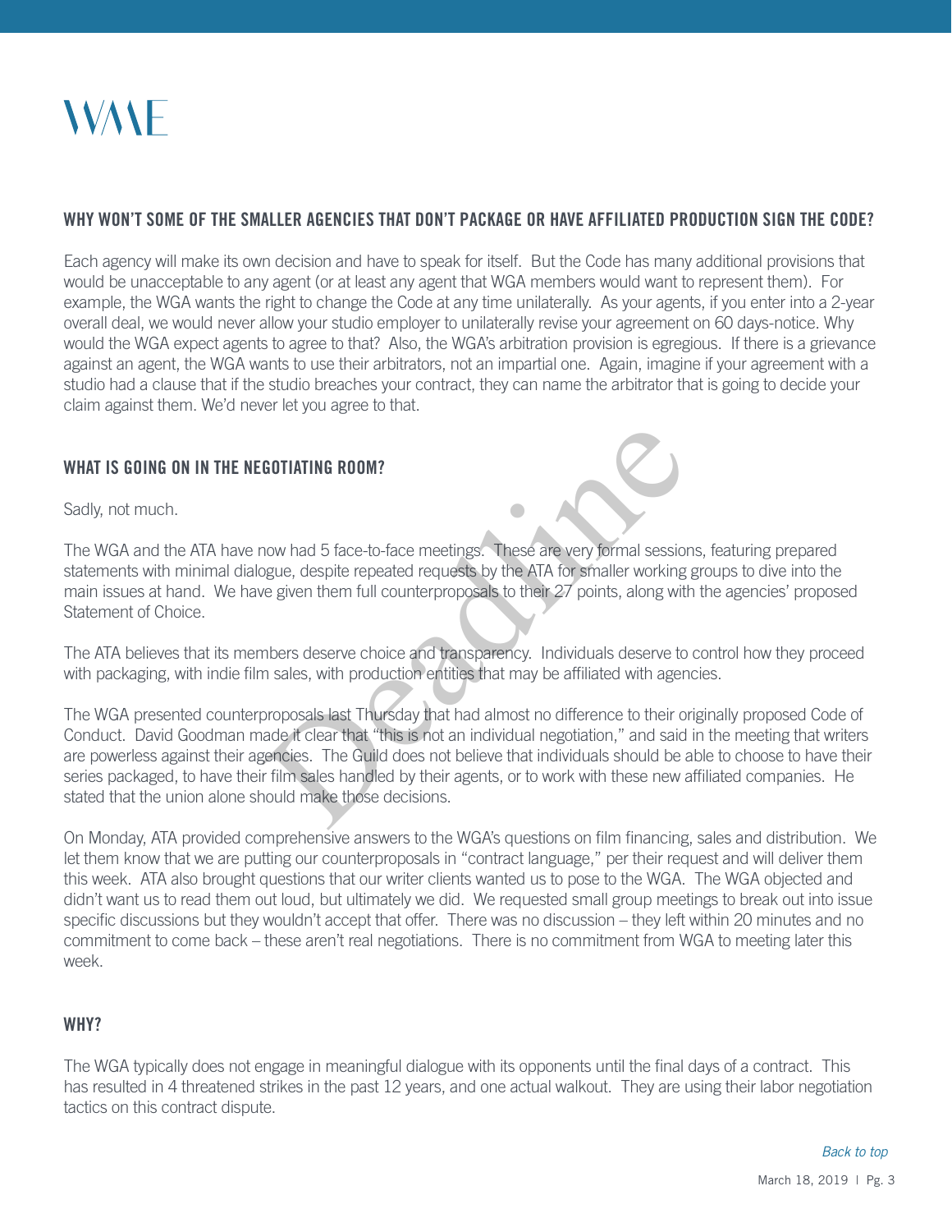WME

## WHY WON'T SOME OF THE SMALLER AGENCIES THAT DON'T PACKAGE OR HAVE AFFILIATED PRODUCTION SIGN THE CODE?

Each agency will make its own decision and have to speak for itself. But the Code has many additional provisions that would be unacceptable to any agent (or at least any agent that WGA members would want to represent them). For example, the WGA wants the right to change the Code at any time unilaterally. As your agents, if you enter into a 2-year overall deal, we would never allow your studio employer to unilaterally revise your agreement on 60 days-notice. Why would the WGA expect agents to agree to that? Also, the WGA's arbitration provision is egregious. If there is a grievance against an agent, the WGA wants to use their arbitrators, not an impartial one. Again, imagine if your agreement with a studio had a clause that if the studio breaches your contract, they can name the arbitrator that is going to decide your claim against them. We'd never let you agree to that.

## WHAT IS GOING ON IN THE NEGOTIATING ROOM?

Sadly, not much.

The WGA and the ATA have now had 5 face-to-face meetings. These are very formal sessions, featuring prepared statements with minimal dialogue, despite repeated requests by the ATA for smaller working groups to dive into the main issues at hand. We have given them full counterproposals to their 27 points, along with the agencies' proposed Statement of Choice.

The ATA believes that its members deserve choice and transparency. Individuals deserve to control how they proceed with packaging, with indie film sales, with production entities that may be affiliated with agencies.

The WGA presented counterproposals last Thursday that had almost no difference to their originally proposed Code of Conduct. David Goodman made it clear that "this is not an individual negotiation," and said in the meeting that writers are powerless against their agencies. The Guild does not believe that individuals should be able to choose to have their series packaged, to have their film sales handled by their agents, or to work with these new affiliated companies. He stated that the union alone should make those decisions.

On Monday, ATA provided comprehensive answers to the WGA's questions on film financing, sales and distribution. We let them know that we are putting our counterproposals in "contract language," per their request and will deliver them this week. ATA also brought questions that our writer clients wanted us to pose to the WGA. The WGA objected and didn't want us to read them out loud, but ultimately we did. We requested small group meetings to break out into issue specific discussions but they wouldn't accept that offer. There was no discussion – they left within 20 minutes and no commitment to come back – these aren't real negotiations. There is no commitment from WGA to meeting later this week.

## WHY?

The WGA typically does not engage in meaningful dialogue with its opponents until the final days of a contract. This has resulted in 4 threatened strikes in the past 12 years, and one actual walkout. They are using their labor negotiation tactics on this contract dispute.

*Back to top*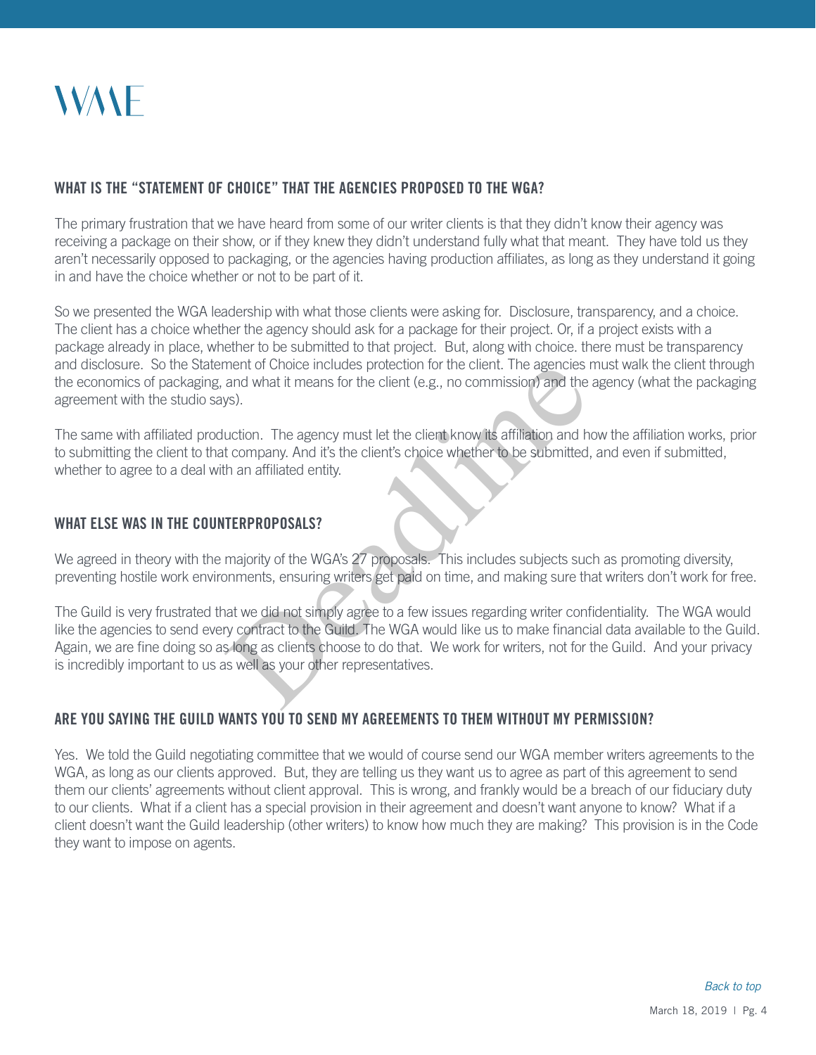WME

## WHAT IS THE "STATEMENT OF CHOICE" THAT THE AGENCIES PROPOSED TO THE WGA?

The primary frustration that we have heard from some of our writer clients is that they didn't know their agency was receiving a package on their show, or if they knew they didn't understand fully what that meant. They have told us they aren't necessarily opposed to packaging, or the agencies having production affiliates, as long as they understand it going in and have the choice whether or not to be part of it.

So we presented the WGA leadership with what those clients were asking for. Disclosure, transparency, and a choice. The client has a choice whether the agency should ask for a package for their project. Or, if a project exists with a package already in place, whether to be submitted to that project. But, along with choice. there must be transparency and disclosure. So the Statement of Choice includes protection for the client. The agencies must walk the client through the economics of packaging, and what it means for the client (e.g., no commission) and the agency (what the packaging agreement with the studio says).

The same with affiliated production. The agency must let the client know its affiliation and how the affiliation works, prior to submitting the client to that company. And it's the client's choice whether to be submitted, and even if submitted, whether to agree to a deal with an affiliated entity.

## WHAT ELSE WAS IN THE COUNTERPROPOSALS?

We agreed in theory with the majority of the WGA's 27 proposals. This includes subjects such as promoting diversity, preventing hostile work environments, ensuring writers get paid on time, and making sure that writers don't work for free.

The Guild is very frustrated that we did not simply agree to a few issues regarding writer confidentiality. The WGA would like the agencies to send every contract to the Guild. The WGA would like us to make financial data available to the Guild. Again, we are fine doing so as long as clients choose to do that. We work for writers, not for the Guild. And your privacy is incredibly important to us as well as your other representatives.

## ARE YOU SAYING THE GUILD WANTS YOU TO SEND MY AGREEMENTS TO THEM WITHOUT MY PERMISSION?

Yes. We told the Guild negotiating committee that we would of course send our WGA member writers agreements to the WGA, as long as our clients approved. But, they are telling us they want us to agree as part of this agreement to send them our clients' agreements without client approval. This is wrong, and frankly would be a breach of our fiduciary duty to our clients. What if a client has a special provision in their agreement and doesn't want anyone to know? What if a client doesn't want the Guild leadership (other writers) to know how much they are making? This provision is in the Code they want to impose on agents.

*Back to top*

March 18, 2019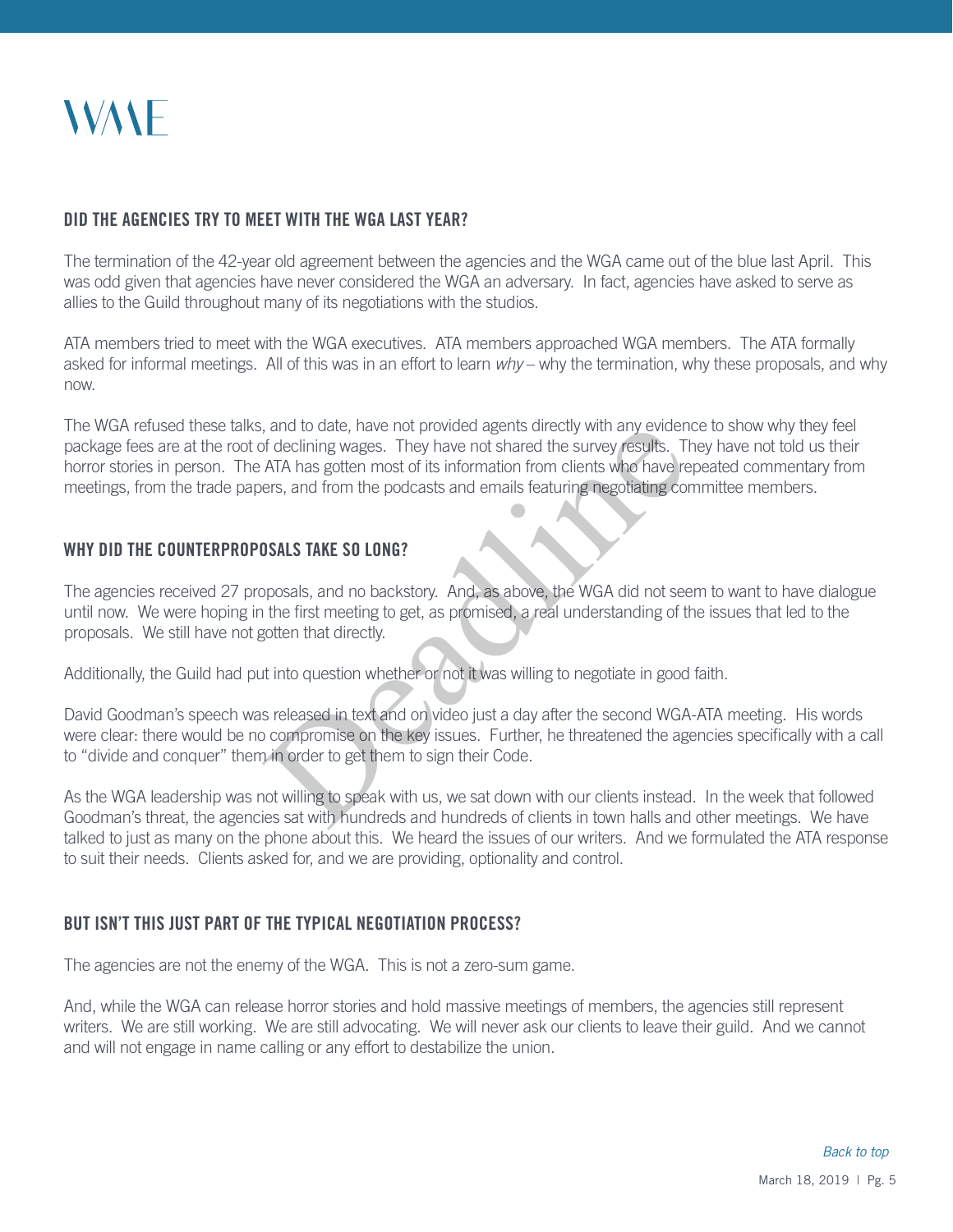## DID THE AGENCIES TRY TO MEET WITH THE WGA LAST YEAR?

The termination of the 42-year old agreement between the agencies and the WGA came out of the blue last April. This was odd given that agencies have never considered the WGA an adversary. In fact, agencies have asked to serve as allies to the Guild throughout many of its negotiations with the studios.

ATA members tried to meet with the WGA executives. ATA members approached WGA members. The ATA formally asked for informal meetings. All of this was in an effort to learn *why* – why the termination, why these proposals, and why now.

The WGA refused these talks, and to date, have not provided agents directly with any evidence to show why they feel package fees are at the root of declining wages. They have not shared the survey results. They have not told us their horror stories in person. The ATA has gotten most of its information from clients who have repeated commentary from meetings, from the trade papers, and from the podcasts and emails featuring negotiating committee members.

## WHY DID THE COUNTERPROPOSALS TAKE SO LONG?

The agencies received 27 proposals, and no backstory. And, as above, the WGA did not seem to want to have dialogue until now. We were hoping in the first meeting to get, as promised, a real understanding of the issues that led to the proposals. We still have not gotten that directly.

Additionally, the Guild had put into question whether or not it was willing to negotiate in good faith.

David Goodman's speech was released in text and on video just a day after the second WGA-ATA meeting. His words were clear: there would be no compromise on the key issues. Further, he threatened the agencies specifically with a call to "divide and conquer" them in order to get them to sign their Code.

As the WGA leadership was not willing to speak with us, we sat down with our clients instead. In the week that followed Goodman's threat, the agencies sat with hundreds and hundreds of clients in town halls and other meetings. We have talked to just as many on the phone about this. We heard the issues of our writers. And we formulated the ATA response to suit their needs. Clients asked for, and we are providing, optionality and control.

## BUT ISN'T THIS JUST PART OF THE TYPICAL NEGOTIATION PROCESS?

The agencies are not the enemy of the WGA. This is not a zero-sum game.

And, while the WGA can release horror stories and hold massive meetings of members, the agencies still represent writers. We are still working. We are still advocating. We will never ask our clients to leave their guild. And we cannot and will not engage in name calling or any effort to destabilize the union.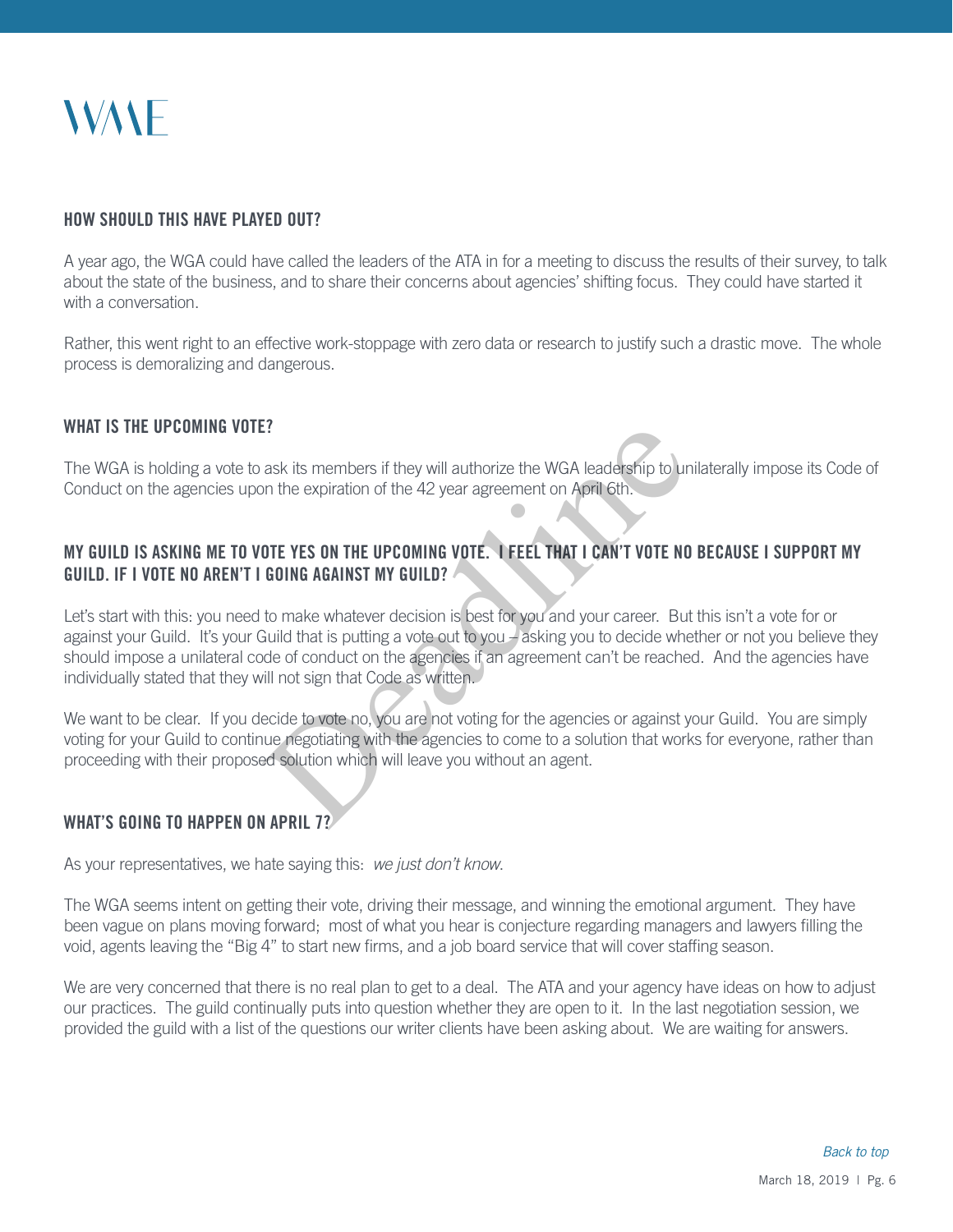## HOW SHOULD THIS HAVE PLAYED OUT?

A year ago, the WGA could have called the leaders of the ATA in for a meeting to discuss the results of their survey, to talk about the state of the business, and to share their concerns about agencies' shifting focus. They could have started it with a conversation.

Rather, this went right to an effective work-stoppage with zero data or research to justify such a drastic move. The whole process is demoralizing and dangerous.

## WHAT IS THE UPCOMING VOTE?

The WGA is holding a vote to ask its members if they will authorize the WGA leadership to unilaterally impose its Code of Conduct on the agencies upon the expiration of the 42 year agreement on April 6th.

## MY GUILD IS ASKING ME TO VOTE YES ON THE UPCOMING VOTE. I FEEL THAT I CAN'T VOTE NO BECAUSE I SUPPORT MY GUILD. IF I VOTE NO AREN'T I GOING AGAINST MY GUILD?

Let's start with this: you need to make whatever decision is best for you and your career. But this isn't a vote for or against your Guild. It's your Guild that is putting a vote out to you – asking you to decide whether or not you believe they should impose a unilateral code of conduct on the agencies if an agreement can't be reached. And the agencies have individually stated that they will not sign that Code as written.

We want to be clear. If you decide to vote no, you are not voting for the agencies or against your Guild. You are simply voting for your Guild to continue negotiating with the agencies to come to a solution that works for everyone, rather than proceeding with their proposed solution which will leave you without an agent.

## WHAT'S GOING TO HAPPEN ON APRIL 7?

As your representatives, we hate saying this: *we just don't know.*

The WGA seems intent on getting their vote, driving their message, and winning the emotional argument. They have been vague on plans moving forward; most of what you hear is conjecture regarding managers and lawyers filling the void, agents leaving the "Big 4" to start new firms, and a job board service that will cover staffing season.

We are very concerned that there is no real plan to get to a deal. The ATA and your agency have ideas on how to adjust our practices. The guild continually puts into question whether they are open to it. In the last negotiation session, we provided the guild with a list of the questions our writer clients have been asking about. We are waiting for answers.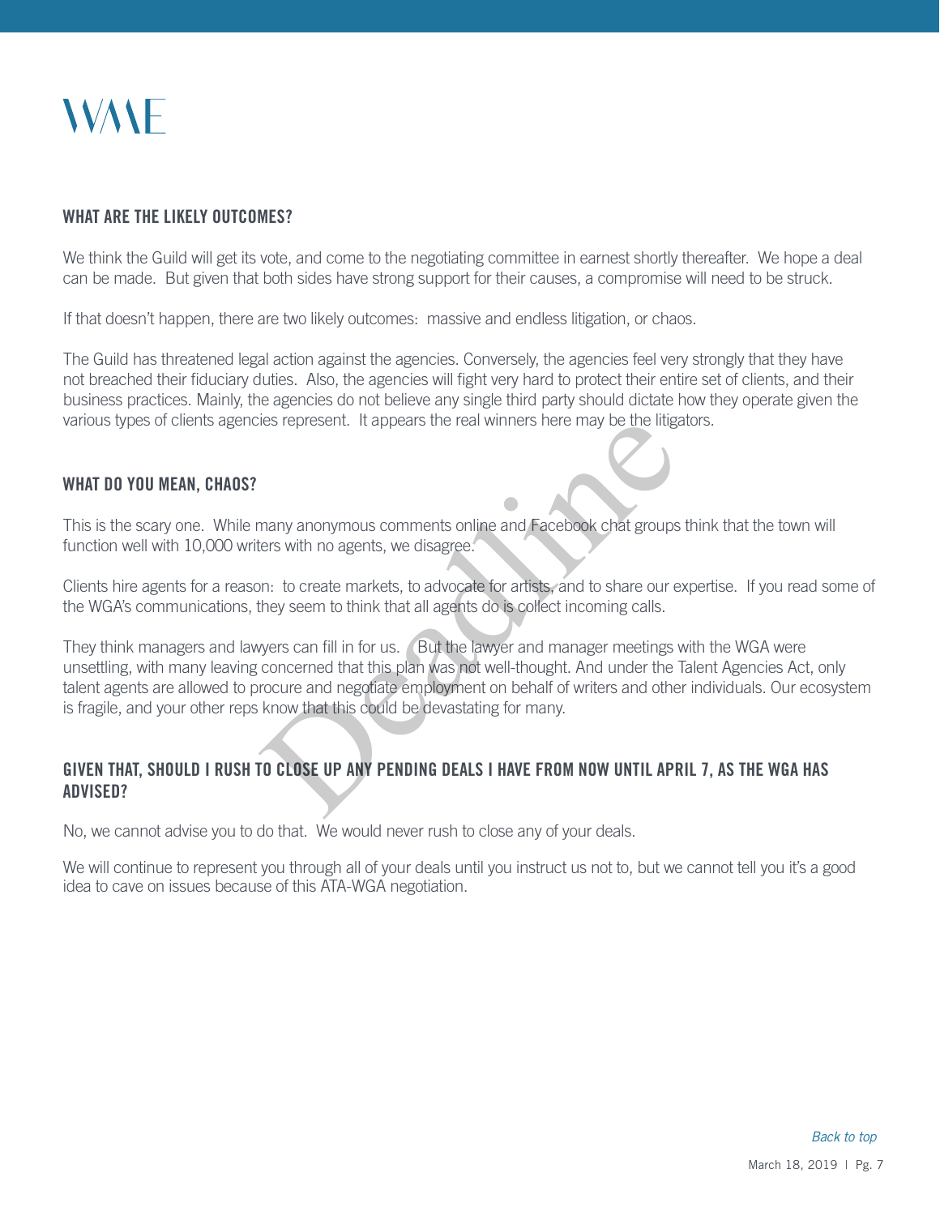WME

## WHAT ARE THE LIKELY OUTCOMES?

We think the Guild will get its vote, and come to the negotiating committee in earnest shortly thereafter. We hope a deal can be made. But given that both sides have strong support for their causes, a compromise will need to be struck.

If that doesn't happen, there are two likely outcomes: massive and endless litigation, or chaos.

The Guild has threatened legal action against the agencies. Conversely, the agencies feel very strongly that they have not breached their fiduciary duties. Also, the agencies will fight very hard to protect their entire set of clients, and their business practices. Mainly, the agencies do not believe any single third party should dictate how they operate given the various types of clients agencies represent. It appears the real winners here may be the litigators.

## WHAT DO YOU MEAN, CHAOS?

This is the scary one. While many anonymous comments online and Facebook chat groups think that the town will function well with 10,000 writers with no agents, we disagree.

Clients hire agents for a reason: to create markets, to advocate for artists, and to share our expertise. If you read some of the WGA's communications, they seem to think that all agents do is collect incoming calls.

They think managers and lawyers can fill in for us. But the lawyer and manager meetings with the WGA were unsettling, with many leaving concerned that this plan was not well-thought. And under the Talent Agencies Act, only talent agents are allowed to procure and negotiate employment on behalf of writers and other individuals. Our ecosystem is fragile, and your other reps know that this could be devastating for many.

## GIVEN THAT, SHOULD I RUSH TO CLOSE UP ANY PENDING DEALS I HAVE FROM NOW UNTIL APRIL 7, AS THE WGA HAS ADVISED?

No, we cannot advise you to do that. We would never rush to close any of your deals.

We will continue to represent you through all of your deals until you instruct us not to, but we cannot tell you it's a good idea to cave on issues because of this ATA-WGA negotiation.

*Back to top*